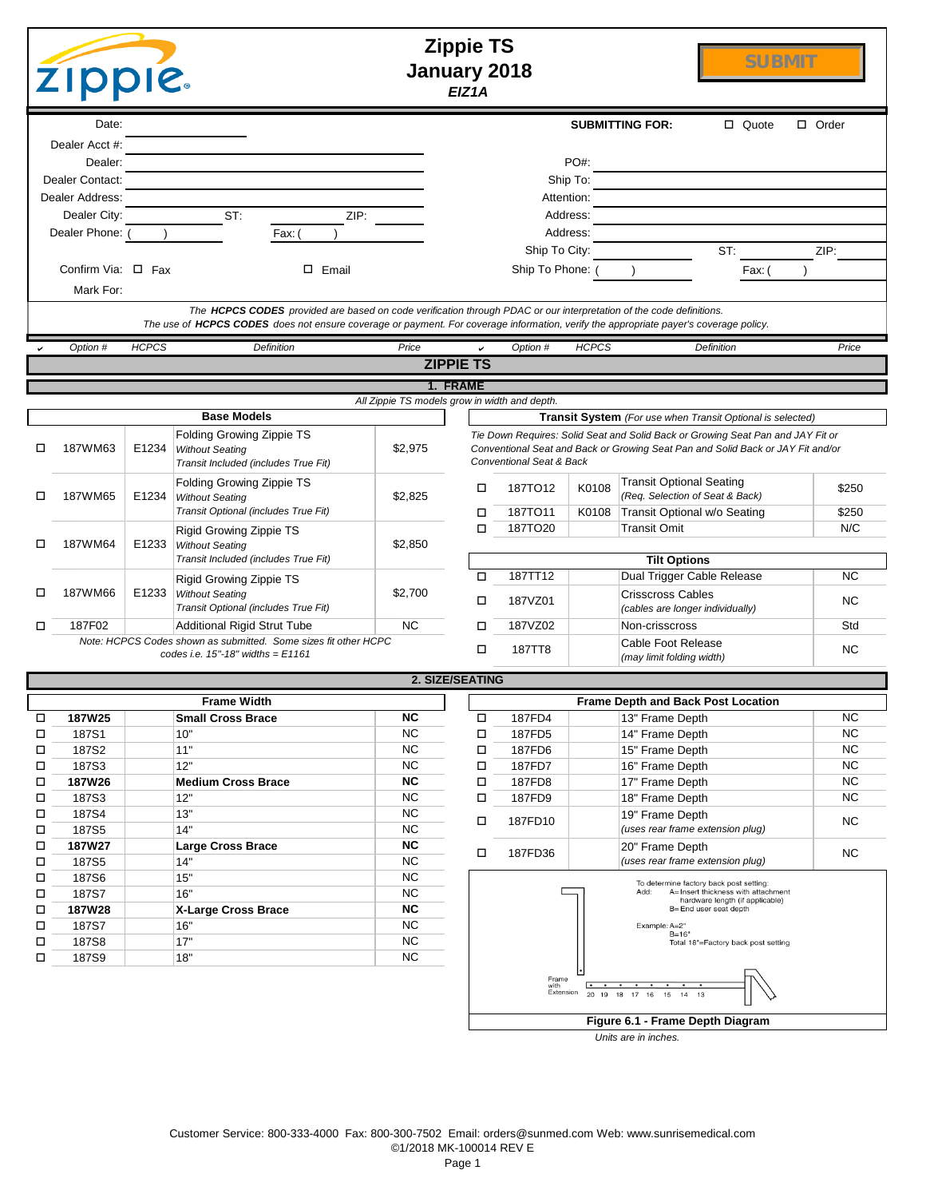# Zippie TS
## January 2018
*EIZ1A*

SUBMIT

Date: ______ SUBMITTING FOR: ☐ Quote ☐ Order

Dealer Acct #: ______

Dealer: ______ PO#: ______

Dealer Contact: ______ Ship To: ______

Dealer Address: ______ Attention: ______

Dealer City: ______ ST: ______ ZIP: ______ Address: ______

Dealer Phone: ( ) Fax: ( ) Address: ______

Ship To City: ______ ST: ______ ZIP: ______

Confirm Via: ☐ Fax ☐ Email Ship To Phone: ( ) Fax: ( )

Mark For: ______

*The **HCPCS CODES** provided are based on code verification through PDAC or our interpretation of the code definitions.*
*The use of **HCPCS CODES** does not ensure coverage or payment. For coverage information, verify the appropriate payer's coverage policy.*

## ZIPPIE TS

### 1. FRAME

*All Zippie TS models grow in width and depth.*

**Base Models**

| ✔ | Option # | HCPCS | Definition | Price |
|---|---|---|---|---|
| ☐ | 187WM63 | E1234 | Folding Growing Zippie TS *Without Seating* *Transit Included (includes True Fit)* | $2,975 |
| ☐ | 187WM65 | E1234 | Folding Growing Zippie TS *Without Seating* *Transit Optional (includes True Fit)* | $2,825 |
| ☐ | 187WM64 | E1233 | Rigid Growing Zippie TS *Without Seating* *Transit Included (includes True Fit)* | $2,850 |
| ☐ | 187WM66 | E1233 | Rigid Growing Zippie TS *Without Seating* *Transit Optional (includes True Fit)* | $2,700 |
| ☐ | 187F02 | | Additional Rigid Strut Tube | NC |

*Note: HCPCS Codes shown as submitted. Some sizes fit other HCPC codes i.e. 15"-18" widths = E1161*

**Transit System** *(For use when Transit Optional is selected)*

*Tie Down Requires: Solid Seat and Solid Back or Growing Seat Pan and JAY Fit or Conventional Seat and Back or Growing Seat Pan and Solid Back or JAY Fit and/or Conventional Seat & Back*

| ✔ | Option # | HCPCS | Definition | Price |
|---|---|---|---|---|
| ☐ | 187TO12 | K0108 | Transit Optional Seating *(Req. Selection of Seat & Back)* | $250 |
| ☐ | 187TO11 | K0108 | Transit Optional w/o Seating | $250 |
| ☐ | 187TO20 | | Transit Omit | N/C |

**Tilt Options**

| ✔ | Option # | HCPCS | Definition | Price |
|---|---|---|---|---|
| ☐ | 187TT12 | | Dual Trigger Cable Release | NC |
| ☐ | 187VZ01 | | Crisscross Cables *(cables are longer individually)* | NC |
| ☐ | 187VZ02 | | Non-crisscross | Std |
| ☐ | 187TT8 | | Cable Foot Release *(may limit folding width)* | NC |

### 2. SIZE/SEATING

**Frame Width**

| ✔ | Option # | HCPCS | Definition | Price |
|---|---|---|---|---|
| ☐ | **187W25** | | **Small Cross Brace** | **NC** |
| ☐ | 187S1 | | 10" | NC |
| ☐ | 187S2 | | 11" | NC |
| ☐ | 187S3 | | 12" | NC |
| ☐ | **187W26** | | **Medium Cross Brace** | **NC** |
| ☐ | 187S3 | | 12" | NC |
| ☐ | 187S4 | | 13" | NC |
| ☐ | 187S5 | | 14" | NC |
| ☐ | **187W27** | | **Large Cross Brace** | **NC** |
| ☐ | 187S5 | | 14" | NC |
| ☐ | 187S6 | | 15" | NC |
| ☐ | 187S7 | | 16" | NC |
| ☐ | **187W28** | | **X-Large Cross Brace** | **NC** |
| ☐ | 187S7 | | 16" | NC |
| ☐ | 187S8 | | 17" | NC |
| ☐ | 187S9 | | 18" | NC |

**Frame Depth and Back Post Location**

| ✔ | Option # | HCPCS | Definition | Price |
|---|---|---|---|---|
| ☐ | 187FD4 | | 13" Frame Depth | NC |
| ☐ | 187FD5 | | 14" Frame Depth | NC |
| ☐ | 187FD6 | | 15" Frame Depth | NC |
| ☐ | 187FD7 | | 16" Frame Depth | NC |
| ☐ | 187FD8 | | 17" Frame Depth | NC |
| ☐ | 187FD9 | | 18" Frame Depth | NC |
| ☐ | 187FD10 | | 19" Frame Depth *(uses rear frame extension plug)* | NC |
| ☐ | 187FD36 | | 20" Frame Depth *(uses rear frame extension plug)* | NC |

To determine factory back post setting:
Add: A=Insert thickness with attachment hardware length (if applicable)
B=End user seat depth

Example: A=2"
B=16"
Total 18"=Factory back post setting

Frame with Extension: 20 19 18 17 16 15 14 13

**Figure 6.1 - Frame Depth Diagram**

*Units are in inches.*

Customer Service: 800-333-4000 Fax: 800-300-7502 Email: orders@sunmed.com Web: www.sunrisemedical.com
©1/2018 MK-100014 REV E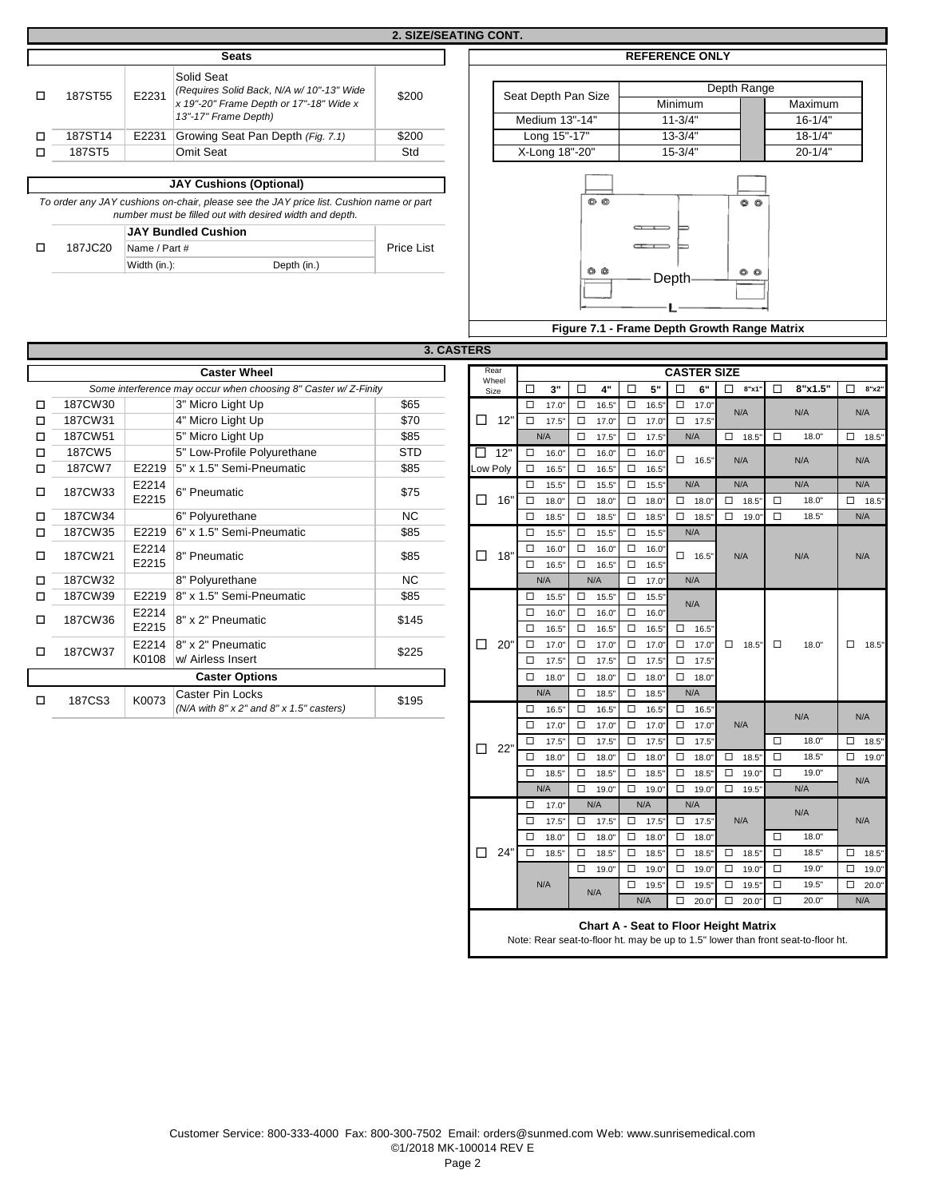## 2. SIZE/SEATING CONT.

### Seats

| | Part # | Code | Description | Price |
|---|---|---|---|---|
| ☐ | 187ST55 | E2231 | Solid Seat *(Requires Solid Back, N/A w/ 10"-13" Wide x 19"-20" Frame Depth or 17"-18" Wide x 13"-17" Frame Depth)* | $200 |
| ☐ | 187ST14 | E2231 | Growing Seat Pan Depth *(Fig. 7.1)* | $200 |
| ☐ | 187ST5 | | Omit Seat | Std |

### JAY Cushions (Optional)

*To order any JAY cushions on-chair, please see the JAY price list. Cushion name or part number must be filled out with desired width and depth.*

| | Part # | JAY Bundled Cushion | Price |
|---|---|---|---|
| ☐ | 187JC20 | Name / Part #<br>Width (in.): Depth (in.) | Price List |

### REFERENCE ONLY

| Seat Depth Pan Size | Depth Range Minimum | Depth Range Maximum |
|---|---|---|
| Medium 13"-14" | 11-3/4" | 16-1/4" |
| Long 15"-17" | 13-3/4" | 18-1/4" |
| X-Long 18"-20" | 15-3/4" | 20-1/4" |

Figure 7.1 - Frame Depth Growth Range Matrix

## 3. CASTERS

### Caster Wheel

*Some interference may occur when choosing 8" Caster w/ Z-Finity*

| | Part # | Code | Description | Price |
|---|---|---|---|---|
| ☐ | 187CW30 | | 3" Micro Light Up | $65 |
| ☐ | 187CW31 | | 4" Micro Light Up | $70 |
| ☐ | 187CW51 | | 5" Micro Light Up | $85 |
| ☐ | 187CW5 | | 5" Low-Profile Polyurethane | STD |
| ☐ | 187CW7 | E2219 | 5" x 1.5" Semi-Pneumatic | $85 |
| ☐ | 187CW33 | E2214 E2215 | 6" Pneumatic | $75 |
| ☐ | 187CW34 | | 6" Polyurethane | NC |
| ☐ | 187CW35 | E2219 | 6" x 1.5" Semi-Pneumatic | $85 |
| ☐ | 187CW21 | E2214 E2215 | 8" Pneumatic | $85 |
| ☐ | 187CW32 | | 8" Polyurethane | NC |
| ☐ | 187CW39 | E2219 | 8" x 1.5" Semi-Pneumatic | $85 |
| ☐ | 187CW36 | E2214 E2215 | 8" x 2" Pneumatic | $145 |
| ☐ | 187CW37 | E2214 K0108 | 8" x 2" Pneumatic w/ Airless Insert | $225 |

### Caster Options

| | Part # | Code | Description | Price |
|---|---|---|---|---|
| ☐ | 187CS3 | K0073 | Caster Pin Locks *(N/A with 8" x 2" and 8" x 1.5" casters)* | $195 |

### Chart A - Seat to Floor Height Matrix

| Rear Wheel Size | ☐ 3" | ☐ 4" | ☐ 5" | ☐ 6" | ☐ 8"x1" | ☐ 8"x1.5" | ☐ 8"x2" |
|---|---|---|---|---|---|---|---|
| ☐ 12" | ☐ 17.0" | ☐ 16.5" | ☐ 16.5" | ☐ 17.0" | N/A | N/A | N/A |
| | ☐ 17.5" | ☐ 17.0" | ☐ 17.0" | ☐ 17.5" | | | |
| | N/A | ☐ 17.5" | ☐ 17.5" | N/A | ☐ 18.5" | ☐ 18.0" | ☐ 18.5" |
| ☐ 12" Low Poly | ☐ 16.0" | ☐ 16.0" | ☐ 16.0" | ☐ 16.5" | N/A | N/A | N/A |
| | ☐ 16.5" | ☐ 16.5" | ☐ 16.5" | | | | |
| ☐ 16" | ☐ 15.5" | ☐ 15.5" | ☐ 15.5" | N/A | N/A | N/A | N/A |
| | ☐ 18.0" | ☐ 18.0" | ☐ 18.0" | ☐ 18.0" | ☐ 18.5" | ☐ 18.0" | ☐ 18.5" |
| | ☐ 18.5" | ☐ 18.5" | ☐ 18.5" | ☐ 18.5" | ☐ 19.0" | ☐ 18.5" | N/A |
| ☐ 18" | ☐ 15.5" | ☐ 15.5" | ☐ 15.5" | N/A | N/A | N/A | N/A |
| | ☐ 16.0" | ☐ 16.0" | ☐ 16.0" | ☐ 16.5" | | | |
| | ☐ 16.5" | ☐ 16.5" | ☐ 16.5" | | | | |
| | N/A | N/A | ☐ 17.0" | N/A | | | |
| ☐ 20" | ☐ 15.5" | ☐ 15.5" | ☐ 15.5" | N/A | ☐ 18.5" | ☐ 18.0" | ☐ 18.5" |
| | ☐ 16.0" | ☐ 16.0" | ☐ 16.0" | | | | |
| | ☐ 16.5" | ☐ 16.5" | ☐ 16.5" | ☐ 16.5" | | | |
| | ☐ 17.0" | ☐ 17.0" | ☐ 17.0" | ☐ 17.0" | | | |
| | ☐ 17.5" | ☐ 17.5" | ☐ 17.5" | ☐ 17.5" | | | |
| | ☐ 18.0" | ☐ 18.0" | ☐ 18.0" | ☐ 18.0" | | | |
| | N/A | ☐ 18.5" | ☐ 18.5" | N/A | | | |
| ☐ 22" | ☐ 16.5" | ☐ 16.5" | ☐ 16.5" | ☐ 16.5" | N/A | N/A | N/A |
| | ☐ 17.0" | ☐ 17.0" | ☐ 17.0" | ☐ 17.0" | | | |
| | ☐ 17.5" | ☐ 17.5" | ☐ 17.5" | ☐ 17.5" | | ☐ 18.0" | ☐ 18.5" |
| | ☐ 18.0" | ☐ 18.0" | ☐ 18.0" | ☐ 18.0" | ☐ 18.5" | ☐ 18.5" | ☐ 19.0" |
| | ☐ 18.5" | ☐ 18.5" | ☐ 18.5" | ☐ 18.5" | ☐ 19.0" | ☐ 19.0" | N/A |
| | N/A | ☐ 19.0" | ☐ 19.0" | ☐ 19.0" | ☐ 19.5" | N/A | |
| ☐ 24" | ☐ 17.0" | N/A | N/A | N/A | N/A | N/A | N/A |
| | ☐ 17.5" | ☐ 17.5" | ☐ 17.5" | ☐ 17.5" | | | |
| | ☐ 18.0" | ☐ 18.0" | ☐ 18.0" | ☐ 18.0" | | ☐ 18.0" | |
| | ☐ 18.5" | ☐ 18.5" | ☐ 18.5" | ☐ 18.5" | ☐ 18.5" | ☐ 18.5" | ☐ 18.5" |
| | N/A | ☐ 19.0" | ☐ 19.0" | ☐ 19.0" | ☐ 19.0" | ☐ 19.0" | ☐ 19.0" |
| | | N/A | ☐ 19.5" | ☐ 19.5" | ☐ 19.5" | ☐ 19.5" | ☐ 20.0" |
| | | | N/A | ☐ 20.0" | ☐ 20.0" | ☐ 20.0" | N/A |

Note: Rear seat-to-floor ht. may be up to 1.5" lower than front seat-to-floor ht.

Customer Service: 800-333-4000 Fax: 800-300-7502 Email: orders@sunmed.com Web: www.sunrisemedical.com
©1/2018 MK-100014 REV E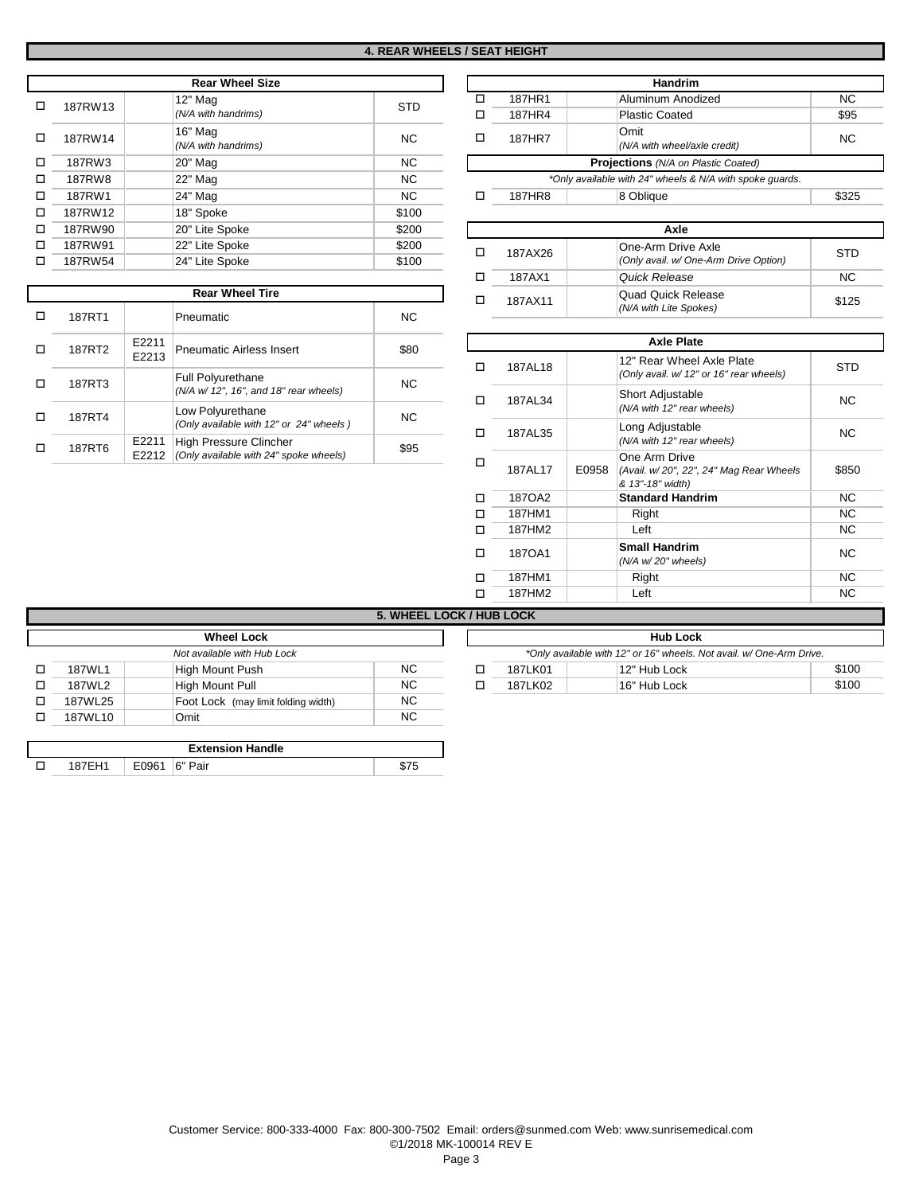## 4. REAR WHEELS / SEAT HEIGHT

### Rear Wheel Size

| | Code | HCPCS | Description | Price |
|---|---|---|---|---|
| ☐ | 187RW13 | | 12" Mag *(N/A with handrims)* | STD |
| ☐ | 187RW14 | | 16" Mag *(N/A with handrims)* | NC |
| ☐ | 187RW3 | | 20" Mag | NC |
| ☐ | 187RW8 | | 22" Mag | NC |
| ☐ | 187RW1 | | 24" Mag | NC |
| ☐ | 187RW12 | | 18" Spoke | $100 |
| ☐ | 187RW90 | | 20" Lite Spoke | $200 |
| ☐ | 187RW91 | | 22" Lite Spoke | $200 |
| ☐ | 187RW54 | | 24" Lite Spoke | $100 |

### Rear Wheel Tire

| | Code | HCPCS | Description | Price |
|---|---|---|---|---|
| ☐ | 187RT1 | | Pneumatic | NC |
| ☐ | 187RT2 | E2211 E2213 | Pneumatic Airless Insert | $80 |
| ☐ | 187RT3 | | Full Polyurethane *(N/A w/ 12", 16", and 18" rear wheels)* | NC |
| ☐ | 187RT4 | | Low Polyurethane *(Only available with 12" or 24" wheels )* | NC |
| ☐ | 187RT6 | E2211 E2212 | High Pressure Clincher *(Only available with 24" spoke wheels)* | $95 |

### Handrim

| | Code | HCPCS | Description | Price |
|---|---|---|---|---|
| ☐ | 187HR1 | | Aluminum Anodized | NC |
| ☐ | 187HR4 | | Plastic Coated | $95 |
| ☐ | 187HR7 | | Omit *(N/A with wheel/axle credit)* | NC |
| | | | **Projections** *(N/A on Plastic Coated)* | |
| | | | *\*Only available with 24" wheels & N/A with spoke guards.* | |
| ☐ | 187HR8 | | 8 Oblique | $325 |

### Axle

| | Code | HCPCS | Description | Price |
|---|---|---|---|---|
| ☐ | 187AX26 | | One-Arm Drive Axle *(Only avail. w/ One-Arm Drive Option)* | STD |
| ☐ | 187AX1 | | *Quick Release* | NC |
| ☐ | 187AX11 | | Quad Quick Release *(N/A with Lite Spokes)* | $125 |

### Axle Plate

| | Code | HCPCS | Description | Price |
|---|---|---|---|---|
| ☐ | 187AL18 | | 12" Rear Wheel Axle Plate *(Only avail. w/ 12" or 16" rear wheels)* | STD |
| ☐ | 187AL34 | | Short Adjustable *(N/A with 12" rear wheels)* | NC |
| ☐ | 187AL35 | | Long Adjustable *(N/A with 12" rear wheels)* | NC |
| ☐ | 187AL17 | E0958 | One Arm Drive *(Avail. w/ 20", 22", 24" Mag Rear Wheels & 13"-18" width)* | $850 |
| ☐ | 187OA2 | | **Standard Handrim** | NC |
| ☐ | 187HM1 | | Right | NC |
| ☐ | 187HM2 | | Left | NC |
| ☐ | 187OA1 | | **Small Handrim** *(N/A w/ 20" wheels)* | NC |
| ☐ | 187HM1 | | Right | NC |
| ☐ | 187HM2 | | Left | NC |

## 5. WHEEL LOCK / HUB LOCK

### Wheel Lock

*Not available with Hub Lock*

| | Code | HCPCS | Description | Price |
|---|---|---|---|---|
| ☐ | 187WL1 | | High Mount Push | NC |
| ☐ | 187WL2 | | High Mount Pull | NC |
| ☐ | 187WL25 | | Foot Lock (may limit folding width) | NC |
| ☐ | 187WL10 | | Omit | NC |

### Extension Handle

| | Code | HCPCS | Description | Price |
|---|---|---|---|---|
| ☐ | 187EH1 | E0961 | 6" Pair | $75 |

### Hub Lock

*\*Only available with 12" or 16" wheels. Not avail. w/ One-Arm Drive.*

| | Code | HCPCS | Description | Price |
|---|---|---|---|---|
| ☐ | 187LK01 | | 12" Hub Lock | $100 |
| ☐ | 187LK02 | | 16" Hub Lock | $100 |

Customer Service: 800-333-4000 Fax: 800-300-7502 Email: orders@sunmed.com Web: www.sunrisemedical.com
©1/2018 MK-100014 REV E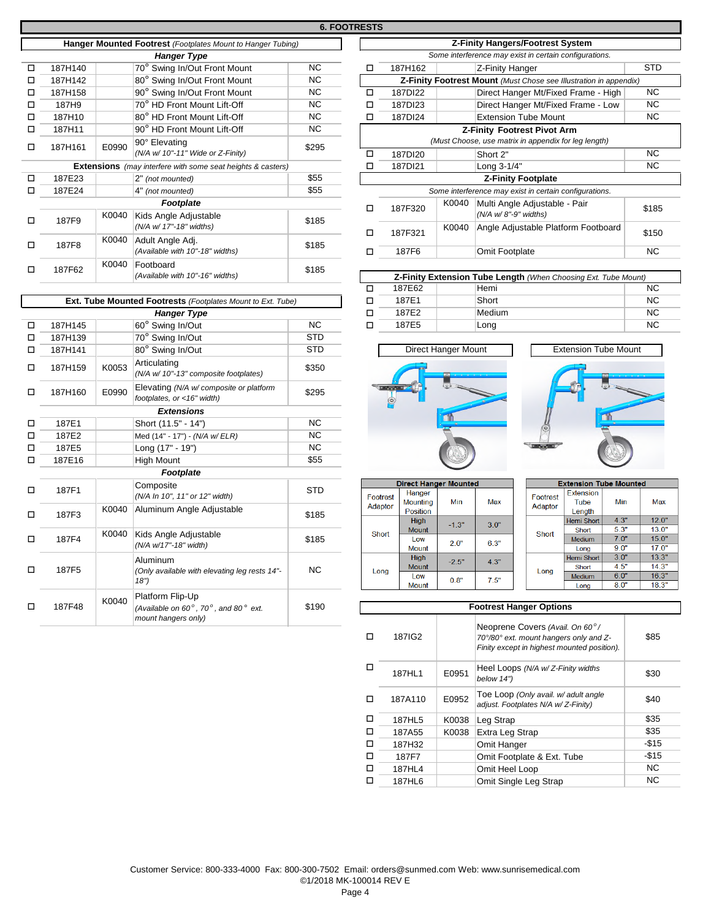## 6. FOOTRESTS

### Hanger Mounted Footrest *(Footplates Mount to Hanger Tubing)*

| | Part # | HCPCS | Description | Price |
|---|---|---|---|---|
| | | | **Hanger Type** | |
| ☐ | 187H140 | | 70° Swing In/Out Front Mount | NC |
| ☐ | 187H142 | | 80° Swing In/Out Front Mount | NC |
| ☐ | 187H158 | | 90° Swing In/Out Front Mount | NC |
| ☐ | 187H9 | | 70° HD Front Mount Lift-Off | NC |
| ☐ | 187H10 | | 80° HD Front Mount Lift-Off | NC |
| ☐ | 187H11 | | 90° HD Front Mount Lift-Off | NC |
| ☐ | 187H161 | E0990 | 90° Elevating *(N/A w/ 10"-11" Wide or Z-Finity)* | $295 |
| | | | **Extensions** *(may interfere with some seat heights & casters)* | |
| ☐ | 187E23 | | 2" *(not mounted)* | $55 |
| ☐ | 187E24 | | 4" *(not mounted)* | $55 |
| | | | **Footplate** | |
| ☐ | 187F9 | K0040 | Kids Angle Adjustable *(N/A w/ 17"-18" widths)* | $185 |
| ☐ | 187F8 | K0040 | Adult Angle Adj. *(Available with 10"-18" widths)* | $185 |
| ☐ | 187F62 | K0040 | Footboard *(Available with 10"-16" widths)* | $185 |

### Ext. Tube Mounted Footrests *(Footplates Mount to Ext. Tube)*

| | Part # | HCPCS | Description | Price |
|---|---|---|---|---|
| | | | **Hanger Type** | |
| ☐ | 187H145 | | 60° Swing In/Out | NC |
| ☐ | 187H139 | | 70° Swing In/Out | STD |
| ☐ | 187H141 | | 80° Swing In/Out | STD |
| ☐ | 187H159 | K0053 | Articulating *(N/A w/ 10"-13" composite footplates)* | $350 |
| ☐ | 187H160 | E0990 | Elevating *(N/A w/ composite or platform footplates, or <16" width)* | $295 |
| | | | **Extensions** | |
| ☐ | 187E1 | | Short (11.5" - 14") | NC |
| ☐ | 187E2 | | Med (14" - 17") - *(N/A w/ ELR)* | NC |
| ☐ | 187E5 | | Long (17" - 19") | NC |
| ☐ | 187E16 | | High Mount | $55 |
| | | | **Footplate** | |
| ☐ | 187F1 | | Composite *(N/A In 10", 11" or 12" width)* | STD |
| ☐ | 187F3 | K0040 | Aluminum Angle Adjustable | $185 |
| ☐ | 187F4 | K0040 | Kids Angle Adjustable *(N/A w/17"-18" width)* | $185 |
| ☐ | 187F5 | | Aluminum *(Only available with elevating leg rests 14"-18")* | NC |
| ☐ | 187F48 | K0040 | Platform Flip-Up *(Available on 60°, 70°, and 80° ext. mount hangers only)* | $190 |

### Z-Finity Hangers/Footrest System

*Some interference may exist in certain configurations.*

| | Part # | HCPCS | Description | Price |
|---|---|---|---|---|
| ☐ | 187H162 | | Z-Finity Hanger | STD |
| | | | **Z-Finity Footrest Mount** *(Must Chose see Illustration in appendix)* | |
| ☐ | 187DI22 | | Direct Hanger Mt/Fixed Frame - High | NC |
| ☐ | 187DI23 | | Direct Hanger Mt/Fixed Frame - Low | NC |
| ☐ | 187DI24 | | Extension Tube Mount | NC |
| | | | **Z-Finity Footrest Pivot Arm** *(Must Choose, use matrix in appendix for leg length)* | |
| ☐ | 187DI20 | | Short 2" | NC |
| ☐ | 187DI21 | | Long 3-1/4" | NC |

### Z-Finity Footplate

*Some interference may exist in certain configurations.*

| | Part # | HCPCS | Description | Price |
|---|---|---|---|---|
| ☐ | 187F320 | K0040 | Multi Angle Adjustable - Pair *(N/A w/ 8"-9" widths)* | $185 |
| ☐ | 187F321 | K0040 | Angle Adjustable Platform Footboard | $150 |
| ☐ | 187F6 | | Omit Footplate | NC |

### Z-Finity Extension Tube Length *(When Choosing Ext. Tube Mount)*

| | Part # | Description | Price |
|---|---|---|---|
| ☐ | 187E62 | Hemi | NC |
| ☐ | 187E1 | Short | NC |
| ☐ | 187E2 | Medium | NC |
| ☐ | 187E5 | Long | NC |

Direct Hanger Mount | Extension Tube Mount

**Direct Hanger Mounted**

| Footrest Adaptor | Hanger Mounting Position | Min | Max |
|---|---|---|---|
| Short | High Mount | -1.3" | 3.0" |
| | Low Mount | 2.0" | 6.3" |
| Long | High Mount | -2.5" | 4.3" |
| | Low Mount | 0.8" | 7.5" |

**Extension Tube Mounted**

| Footrest Adaptor | Extension Tube Length | Min | Max |
|---|---|---|---|
| Short | Hemi Short | 4.3" | 12.0" |
| | Short | 5.3" | 13.0" |
| | Medium | 7.0" | 15.0" |
| | Long | 9.0" | 17.0" |
| Long | Hemi Short | 3.0" | 13.3" |
| | Short | 4.5" | 14.3" |
| | Medium | 6.0" | 16.3" |
| | Long | 8.0" | 18.3" |

### Footrest Hanger Options

| | Part # | HCPCS | Description | Price |
|---|---|---|---|---|
| ☐ | 187IG2 | | Neoprene Covers *(Avail. On 60°/ 70°/80° ext. mount hangers only and Z-Finity except in highest mounted position).* | $85 |
| ☐ | 187HL1 | E0951 | Heel Loops *(N/A w/ Z-Finity widths below 14")* | $30 |
| ☐ | 187A110 | E0952 | Toe Loop *(Only avail. w/ adult angle adjust. Footplates N/A w/ Z-Finity)* | $40 |
| ☐ | 187HL5 | K0038 | Leg Strap | $35 |
| ☐ | 187A55 | K0038 | Extra Leg Strap | $35 |
| ☐ | 187H32 | | Omit Hanger | -$15 |
| ☐ | 187F7 | | Omit Footplate & Ext. Tube | -$15 |
| ☐ | 187HL4 | | Omit Heel Loop | NC |
| ☐ | 187HL6 | | Omit Single Leg Strap | NC |

Customer Service: 800-333-4000 Fax: 800-300-7502 Email: orders@sunmed.com Web: www.sunrisemedical.com
©1/2018 MK-100014 REV E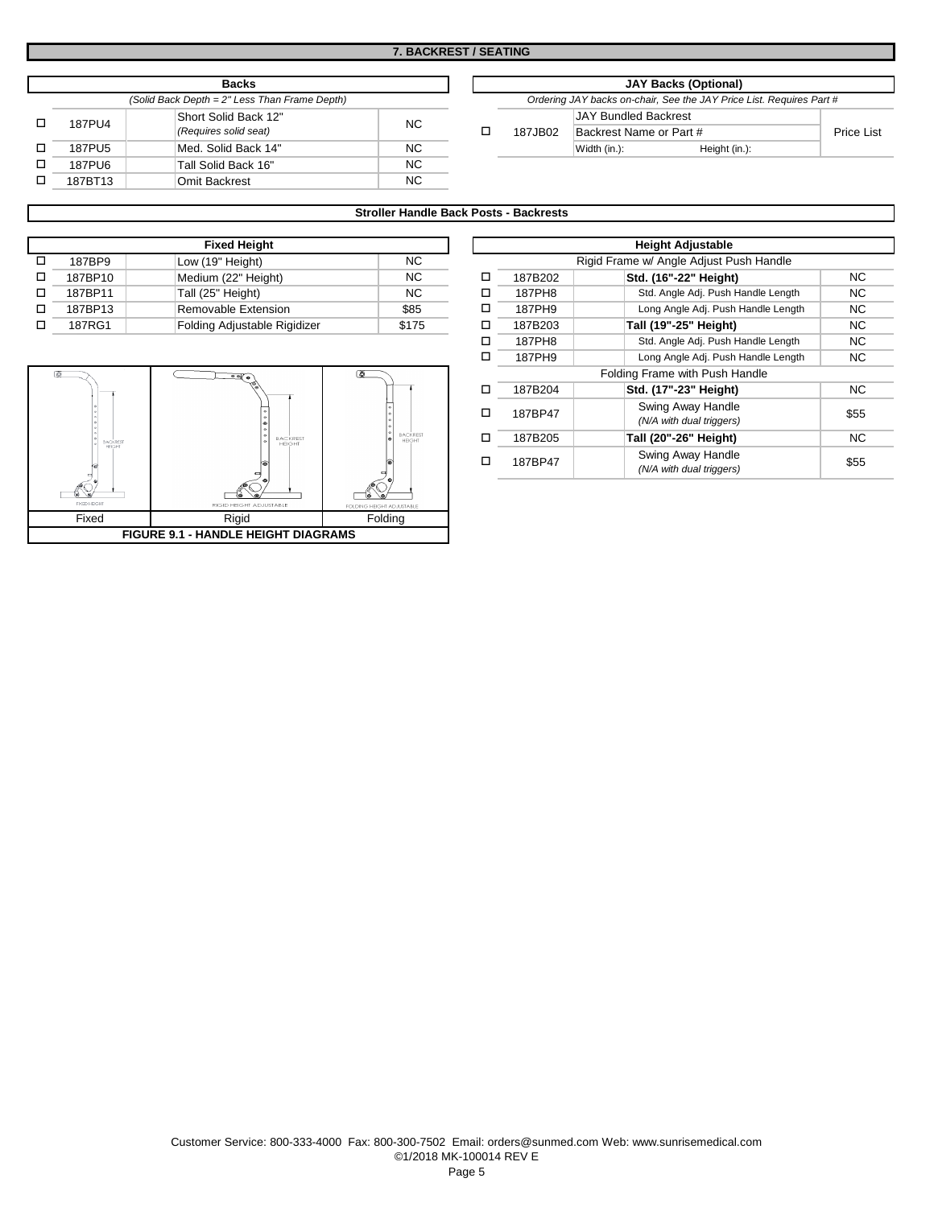## 7. BACKREST / SEATING

| | Backs | | |
|---|---|---|---|
| | *(Solid Back Depth = 2" Less Than Frame Depth)* | | |
| ☐ | 187PU4 | Short Solid Back 12" *(Requires solid seat)* | NC |
| ☐ | 187PU5 | Med. Solid Back 14" | NC |
| ☐ | 187PU6 | Tall Solid Back 16" | NC |
| ☐ | 187BT13 | Omit Backrest | NC |

| | JAY Backs (Optional) | | |
|---|---|---|---|
| | *Ordering JAY backs on-chair, See the JAY Price List. Requires Part #* | | |
| ☐ | 187JB02 | JAY Bundled Backrest<br>Backrest Name or Part #<br>Width (in.): Height (in.): | Price List |

### Stroller Handle Back Posts - Backrests

| | Fixed Height | | |
|---|---|---|---|
| ☐ | 187BP9 | Low (19" Height) | NC |
| ☐ | 187BP10 | Medium (22" Height) | NC |
| ☐ | 187BP11 | Tall (25" Height) | NC |
| ☐ | 187BP13 | Removable Extension | $85 |
| ☐ | 187RG1 | Folding Adjustable Rigidizer | $175 |

| Fixed | Rigid | Folding |
|---|---|---|

**FIGURE 9.1 - HANDLE HEIGHT DIAGRAMS**

| | Height Adjustable | | |
|---|---|---|---|
| | Rigid Frame w/ Angle Adjust Push Handle | | |
| ☐ | 187B202 | **Std. (16"-22" Height)** | NC |
| ☐ | 187PH8 | Std. Angle Adj. Push Handle Length | NC |
| ☐ | 187PH9 | Long Angle Adj. Push Handle Length | NC |
| ☐ | 187B203 | **Tall (19"-25" Height)** | NC |
| ☐ | 187PH8 | Std. Angle Adj. Push Handle Length | NC |
| ☐ | 187PH9 | Long Angle Adj. Push Handle Length | NC |
| | Folding Frame with Push Handle | | |
| ☐ | 187B204 | **Std. (17"-23" Height)** | NC |
| ☐ | 187BP47 | Swing Away Handle *(N/A with dual triggers)* | $55 |
| ☐ | 187B205 | **Tall (20"-26" Height)** | NC |
| ☐ | 187BP47 | Swing Away Handle *(N/A with dual triggers)* | $55 |

Customer Service: 800-333-4000 Fax: 800-300-7502 Email: orders@sunmed.com Web: www.sunrisemedical.com
©1/2018 MK-100014 REV E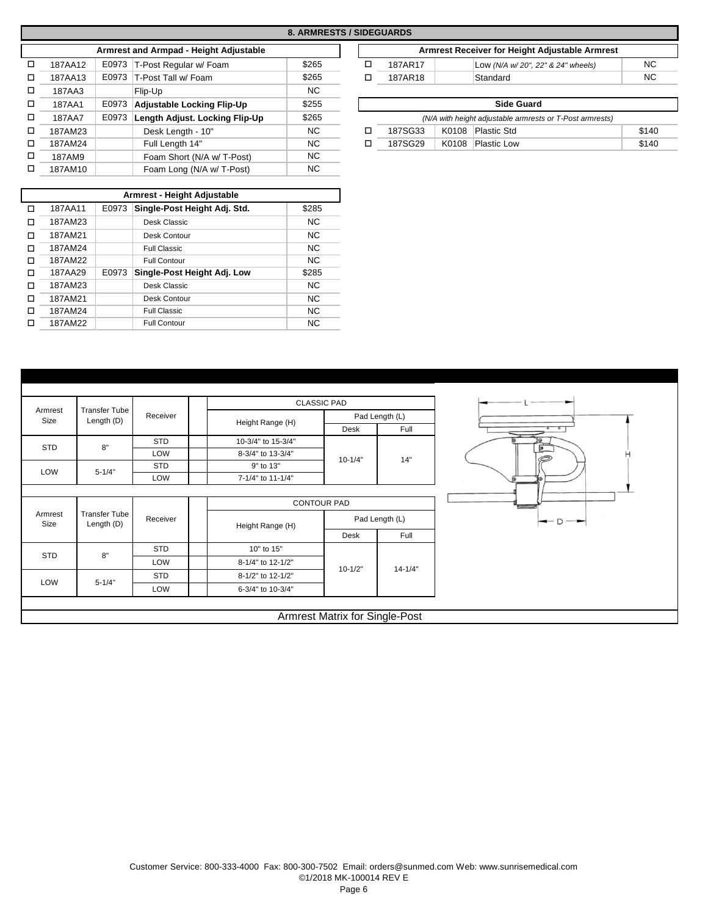## 8. ARMRESTS / SIDEGUARDS

### Armrest and Armpad - Height Adjustable

| | Part | Code | Description | Price |
|---|---|---|---|---|
| □ | 187AA12 | E0973 | T-Post Regular w/ Foam | $265 |
| □ | 187AA13 | E0973 | T-Post Tall w/ Foam | $265 |
| □ | 187AA3 | | Flip-Up | NC |
| □ | 187AA1 | E0973 | **Adjustable Locking Flip-Up** | $255 |
| □ | 187AA7 | E0973 | **Length Adjust. Locking Flip-Up** | $265 |
| □ | 187AM23 | | Desk Length - 10" | NC |
| □ | 187AM24 | | Full Length 14" | NC |
| □ | 187AM9 | | Foam Short (N/A w/ T-Post) | NC |
| □ | 187AM10 | | Foam Long (N/A w/ T-Post) | NC |

### Armrest Receiver for Height Adjustable Armrest

| | Part | Code | Description | Price |
|---|---|---|---|---|
| □ | 187AR17 | | Low *(N/A w/ 20", 22" & 24" wheels)* | NC |
| □ | 187AR18 | | Standard | NC |

### Side Guard

*(N/A with height adjustable armrests or T-Post armrests)*

| | Part | Code | Description | Price |
|---|---|---|---|---|
| □ | 187SG33 | K0108 | Plastic Std | $140 |
| □ | 187SG29 | K0108 | Plastic Low | $140 |

### Armrest - Height Adjustable

| | Part | Code | Description | Price |
|---|---|---|---|---|
| □ | 187AA11 | E0973 | **Single-Post Height Adj. Std.** | $285 |
| □ | 187AM23 | | Desk Classic | NC |
| □ | 187AM21 | | Desk Contour | NC |
| □ | 187AM24 | | Full Classic | NC |
| □ | 187AM22 | | Full Contour | NC |
| □ | 187AA29 | E0973 | **Single-Post Height Adj. Low** | $285 |
| □ | 187AM23 | | Desk Classic | NC |
| □ | 187AM21 | | Desk Contour | NC |
| □ | 187AM24 | | Full Classic | NC |
| □ | 187AM22 | | Full Contour | NC |

### Armrest Matrix for Single-Post

**CLASSIC PAD**

| Armrest Size | Transfer Tube Length (D) | Receiver | Height Range (H) | Pad Length (L) Desk | Pad Length (L) Full |
|---|---|---|---|---|---|
| STD | 8" | STD | 10-3/4" to 15-3/4" | 10-1/4" | 14" |
| | | LOW | 8-3/4" to 13-3/4" | | |
| LOW | 5-1/4" | STD | 9" to 13" | | |
| | | LOW | 7-1/4" to 11-1/4" | | |

**CONTOUR PAD**

| Armrest Size | Transfer Tube Length (D) | Receiver | Height Range (H) | Pad Length (L) Desk | Pad Length (L) Full |
|---|---|---|---|---|---|
| STD | 8" | STD | 10" to 15" | 10-1/2" | 14-1/4" |
| | | LOW | 8-1/4" to 12-1/2" | | |
| LOW | 5-1/4" | STD | 8-1/2" to 12-1/2" | | |
| | | LOW | 6-3/4" to 10-3/4" | | |

Customer Service: 800-333-4000 Fax: 800-300-7502 Email: orders@sunmed.com Web: www.sunrisemedical.com
©1/2018 MK-100014 REV E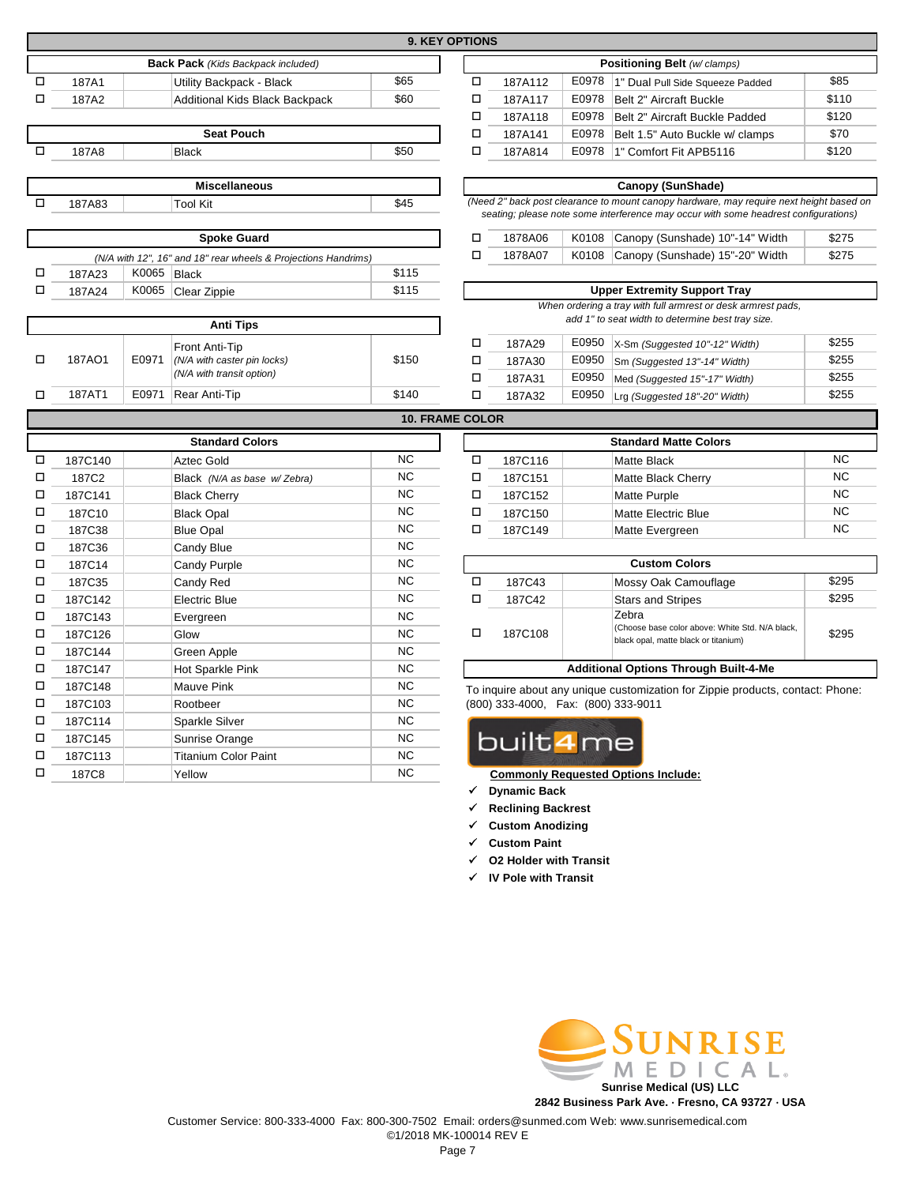## 9. KEY OPTIONS

**Back Pack** *(Kids Backpack included)*

| | | | | |
|---|---|---|---|---|
| ☐ | 187A1 | | Utility Backpack - Black | $65 |
| ☐ | 187A2 | | Additional Kids Black Backpack | $60 |

**Seat Pouch**

| | | | | |
|---|---|---|---|---|
| ☐ | 187A8 | | Black | $50 |

**Miscellaneous**

| | | | | |
|---|---|---|---|---|
| ☐ | 187A83 | | Tool Kit | $45 |

**Spoke Guard**

*(N/A with 12", 16" and 18" rear wheels & Projections Handrims)*

| | | | | |
|---|---|---|---|---|
| ☐ | 187A23 | K0065 | Black | $115 |
| ☐ | 187A24 | K0065 | Clear Zippie | $115 |

**Anti Tips**

| | | | | |
|---|---|---|---|---|
| ☐ | 187AO1 | E0971 | Front Anti-Tip *(N/A with caster pin locks)* *(N/A with transit option)* | $150 |
| ☐ | 187AT1 | E0971 | Rear Anti-Tip | $140 |

**Positioning Belt** *(w/ clamps)*

| | | | | |
|---|---|---|---|---|
| ☐ | 187A112 | E0978 | 1" Dual Pull Side Squeeze Padded | $85 |
| ☐ | 187A117 | E0978 | Belt 2" Aircraft Buckle | $110 |
| ☐ | 187A118 | E0978 | Belt 2" Aircraft Buckle Padded | $120 |
| ☐ | 187A141 | E0978 | Belt 1.5" Auto Buckle w/ clamps | $70 |
| ☐ | 187A814 | E0978 | 1" Comfort Fit APB5116 | $120 |

**Canopy (SunShade)**

*(Need 2" back post clearance to mount canopy hardware, may require next height based on seating; please note some interference may occur with some headrest configurations)*

| | | | | |
|---|---|---|---|---|
| ☐ | 1878A06 | K0108 | Canopy (Sunshade) 10"-14" Width | $275 |
| ☐ | 1878A07 | K0108 | Canopy (Sunshade) 15"-20" Width | $275 |

**Upper Extremity Support Tray**

*When ordering a tray with full armrest or desk armrest pads, add 1" to seat width to determine best tray size.*

| | | | | |
|---|---|---|---|---|
| ☐ | 187A29 | E0950 | X-Sm *(Suggested 10"-12" Width)* | $255 |
| ☐ | 187A30 | E0950 | Sm *(Suggested 13"-14" Width)* | $255 |
| ☐ | 187A31 | E0950 | Med *(Suggested 15"-17" Width)* | $255 |
| ☐ | 187A32 | E0950 | Lrg *(Suggested 18"-20" Width)* | $255 |

## 10. FRAME COLOR

**Standard Colors**

| | | | |
|---|---|---|---|
| ☐ | 187C140 | Aztec Gold | NC |
| ☐ | 187C2 | Black *(N/A as base w/ Zebra)* | NC |
| ☐ | 187C141 | Black Cherry | NC |
| ☐ | 187C10 | Black Opal | NC |
| ☐ | 187C38 | Blue Opal | NC |
| ☐ | 187C36 | Candy Blue | NC |
| ☐ | 187C14 | Candy Purple | NC |
| ☐ | 187C35 | Candy Red | NC |
| ☐ | 187C142 | Electric Blue | NC |
| ☐ | 187C143 | Evergreen | NC |
| ☐ | 187C126 | Glow | NC |
| ☐ | 187C144 | Green Apple | NC |
| ☐ | 187C147 | Hot Sparkle Pink | NC |
| ☐ | 187C148 | Mauve Pink | NC |
| ☐ | 187C103 | Rootbeer | NC |
| ☐ | 187C114 | Sparkle Silver | NC |
| ☐ | 187C145 | Sunrise Orange | NC |
| ☐ | 187C113 | Titanium Color Paint | NC |
| ☐ | 187C8 | Yellow | NC |

**Standard Matte Colors**

| | | | |
|---|---|---|---|
| ☐ | 187C116 | Matte Black | NC |
| ☐ | 187C151 | Matte Black Cherry | NC |
| ☐ | 187C152 | Matte Purple | NC |
| ☐ | 187C150 | Matte Electric Blue | NC |
| ☐ | 187C149 | Matte Evergreen | NC |

**Custom Colors**

| | | | |
|---|---|---|---|
| ☐ | 187C43 | Mossy Oak Camouflage | $295 |
| ☐ | 187C42 | Stars and Stripes | $295 |
| ☐ | 187C108 | Zebra (Choose base color above: White Std. N/A black, black opal, matte black or titanium) | $295 |

**Additional Options Through Built-4-Me**

To inquire about any unique customization for Zippie products, contact: Phone: (800) 333-4000, Fax: (800) 333-9011

built4me

**Commonly Requested Options Include:**

- ✓ **Dynamic Back**
- ✓ **Reclining Backrest**
- ✓ **Custom Anodizing**
- ✓ **Custom Paint**
- ✓ **O2 Holder with Transit**
- ✓ **IV Pole with Transit**

SUNRISE MEDICAL.
**Sunrise Medical (US) LLC**
**2842 Business Park Ave. · Fresno, CA 93727 · USA**

Customer Service: 800-333-4000 Fax: 800-300-7502 Email: orders@sunmed.com Web: www.sunrisemedical.com
©1/2018 MK-100014 REV E